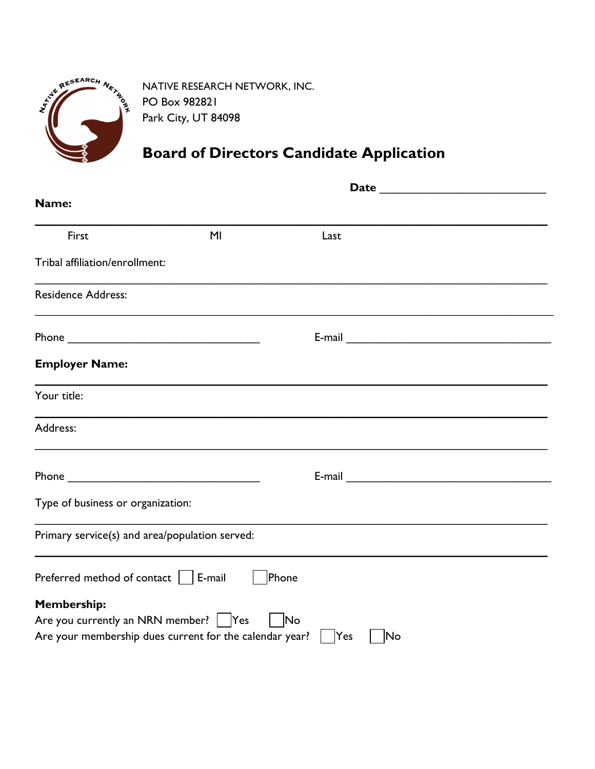NATIVE RESEARCH NETWORK, INC.
PO Box 982821
Park City, UT 84098

# Board of Directors Candidate Application

**Date** ___________________________

**Name:**

_________________________________________________________________________________

First MI Last

Tribal affiliation/enrollment:

_________________________________________________________________________________

Residence Address:

_________________________________________________________________________________

Phone _________________________________ E-mail ___________________________________

**Employer Name:**

_________________________________________________________________________________

Your title:

_________________________________________________________________________________

Address:

_________________________________________________________________________________

Phone _________________________________ E-mail ___________________________________

Type of business or organization:

_________________________________________________________________________________

Primary service(s) and area/population served:

_________________________________________________________________________________

Preferred method of contact ☐ E-mail ☐ Phone

**Membership:**

Are you currently an NRN member? ☐ Yes ☐ No

Are your membership dues current for the calendar year? ☐ Yes ☐ No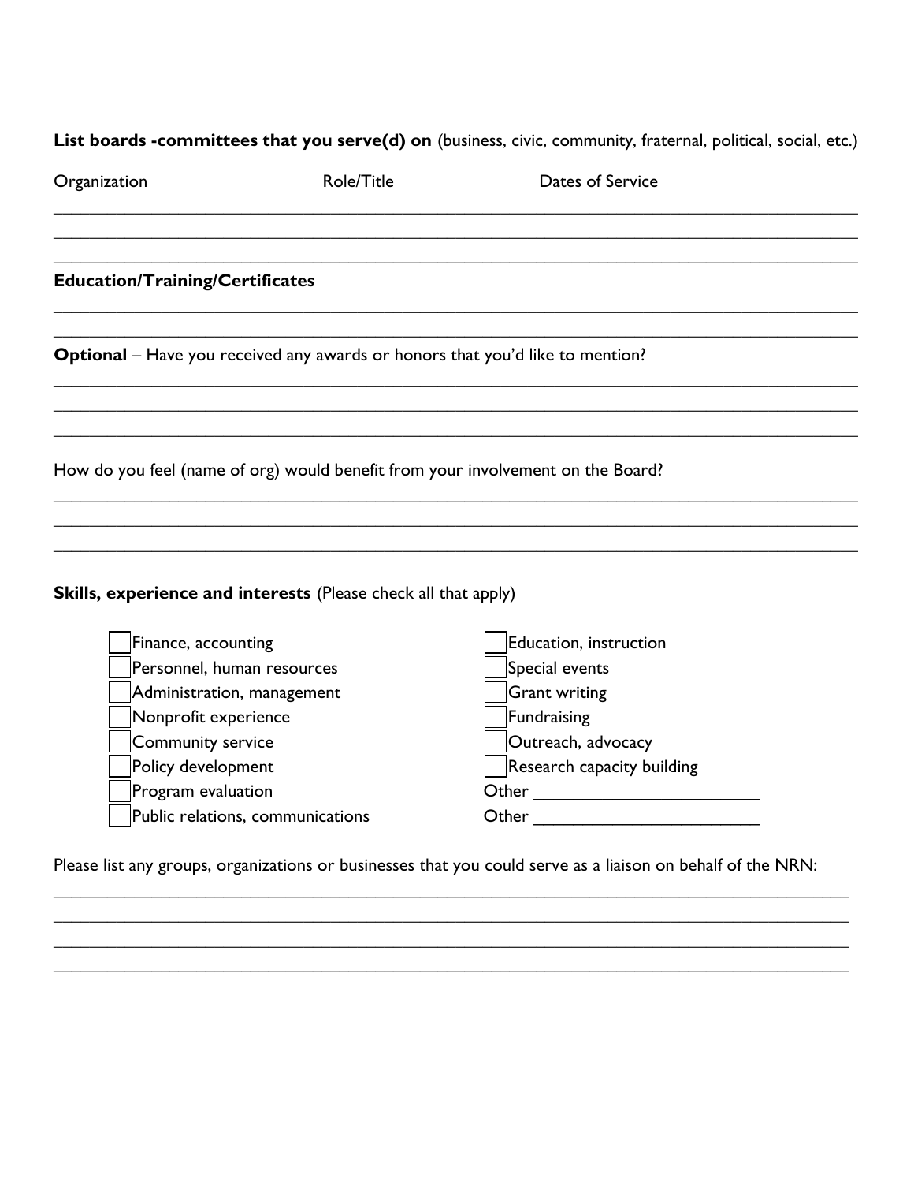**List boards -committees that you serve(d) on** (business, civic, community, fraternal, political, social, etc.)

Organization | Role/Title | Dates of Service

___________________________________________________________________________

___________________________________________________________________________

___________________________________________________________________________

**Education/Training/Certificates**

___________________________________________________________________________

___________________________________________________________________________

**Optional** – Have you received any awards or honors that you'd like to mention?

___________________________________________________________________________

___________________________________________________________________________

___________________________________________________________________________

How do you feel (name of org) would benefit from your involvement on the Board?

___________________________________________________________________________

___________________________________________________________________________

___________________________________________________________________________

**Skills, experience and interests** (Please check all that apply)

- ☐ Finance, accounting
- ☐ Personnel, human resources
- ☐ Administration, management
- ☐ Nonprofit experience
- ☐ Community service
- ☐ Policy development
- ☐ Program evaluation
- ☐ Public relations, communications
- ☐ Education, instruction
- ☐ Special events
- ☐ Grant writing
- ☐ Fundraising
- ☐ Outreach, advocacy
- ☐ Research capacity building
- Other ________________________
- Other ________________________

Please list any groups, organizations or businesses that you could serve as a liaison on behalf of the NRN:

___________________________________________________________________________

___________________________________________________________________________

___________________________________________________________________________

___________________________________________________________________________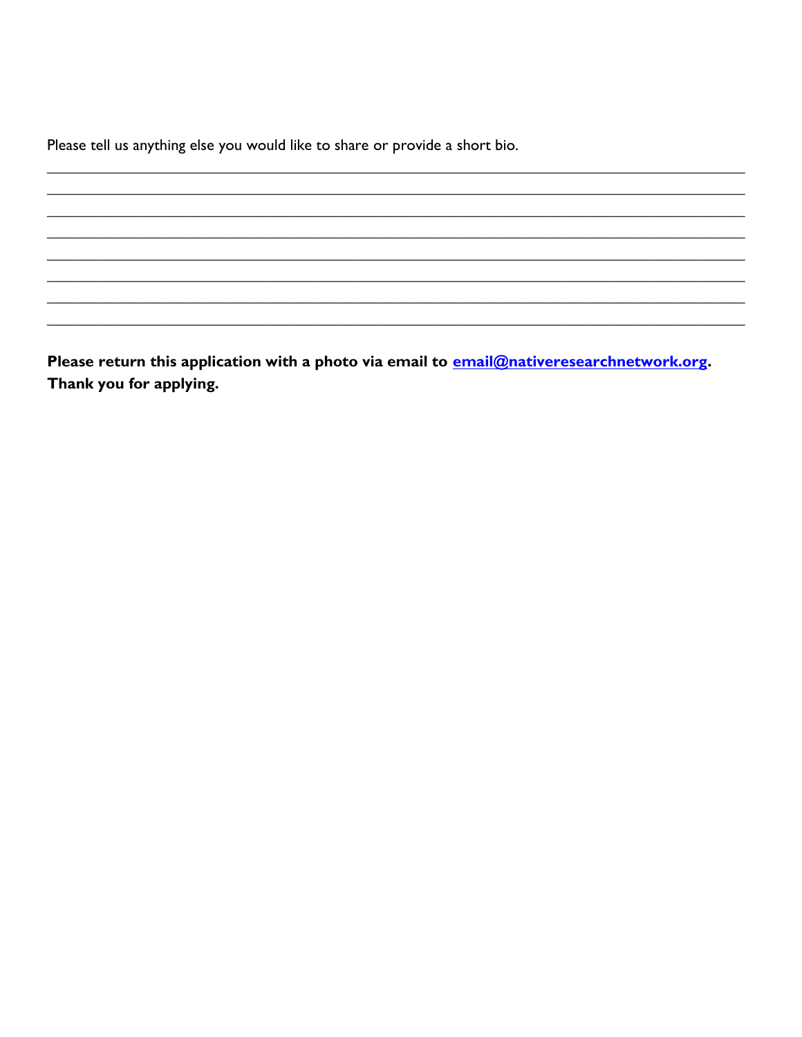Please tell us anything else you would like to share or provide a short bio.

\_\_\_\_\_\_\_\_\_\_\_\_\_\_\_\_\_\_\_\_\_\_\_\_\_\_\_\_\_\_\_\_\_\_\_\_\_\_\_\_\_\_\_\_\_\_\_\_\_\_\_\_\_\_\_\_\_\_\_\_\_\_\_\_\_\_\_\_\_\_\_\_\_\_\_\_\_\_\_\_\_\_\_\_

\_\_\_\_\_\_\_\_\_\_\_\_\_\_\_\_\_\_\_\_\_\_\_\_\_\_\_\_\_\_\_\_\_\_\_\_\_\_\_\_\_\_\_\_\_\_\_\_\_\_\_\_\_\_\_\_\_\_\_\_\_\_\_\_\_\_\_\_\_\_\_\_\_\_\_\_\_\_\_\_\_\_\_\_

\_\_\_\_\_\_\_\_\_\_\_\_\_\_\_\_\_\_\_\_\_\_\_\_\_\_\_\_\_\_\_\_\_\_\_\_\_\_\_\_\_\_\_\_\_\_\_\_\_\_\_\_\_\_\_\_\_\_\_\_\_\_\_\_\_\_\_\_\_\_\_\_\_\_\_\_\_\_\_\_\_\_\_\_

\_\_\_\_\_\_\_\_\_\_\_\_\_\_\_\_\_\_\_\_\_\_\_\_\_\_\_\_\_\_\_\_\_\_\_\_\_\_\_\_\_\_\_\_\_\_\_\_\_\_\_\_\_\_\_\_\_\_\_\_\_\_\_\_\_\_\_\_\_\_\_\_\_\_\_\_\_\_\_\_\_\_\_\_

\_\_\_\_\_\_\_\_\_\_\_\_\_\_\_\_\_\_\_\_\_\_\_\_\_\_\_\_\_\_\_\_\_\_\_\_\_\_\_\_\_\_\_\_\_\_\_\_\_\_\_\_\_\_\_\_\_\_\_\_\_\_\_\_\_\_\_\_\_\_\_\_\_\_\_\_\_\_\_\_\_\_\_\_

\_\_\_\_\_\_\_\_\_\_\_\_\_\_\_\_\_\_\_\_\_\_\_\_\_\_\_\_\_\_\_\_\_\_\_\_\_\_\_\_\_\_\_\_\_\_\_\_\_\_\_\_\_\_\_\_\_\_\_\_\_\_\_\_\_\_\_\_\_\_\_\_\_\_\_\_\_\_\_\_\_\_\_\_

\_\_\_\_\_\_\_\_\_\_\_\_\_\_\_\_\_\_\_\_\_\_\_\_\_\_\_\_\_\_\_\_\_\_\_\_\_\_\_\_\_\_\_\_\_\_\_\_\_\_\_\_\_\_\_\_\_\_\_\_\_\_\_\_\_\_\_\_\_\_\_\_\_\_\_\_\_\_\_\_\_\_\_\_

\_\_\_\_\_\_\_\_\_\_\_\_\_\_\_\_\_\_\_\_\_\_\_\_\_\_\_\_\_\_\_\_\_\_\_\_\_\_\_\_\_\_\_\_\_\_\_\_\_\_\_\_\_\_\_\_\_\_\_\_\_\_\_\_\_\_\_\_\_\_\_\_\_\_\_\_\_\_\_\_\_\_\_\_

**Please return this application with a photo via email to [email@nativeresearchnetwork.org](mailto:email@nativeresearchnetwork.org). Thank you for applying.**